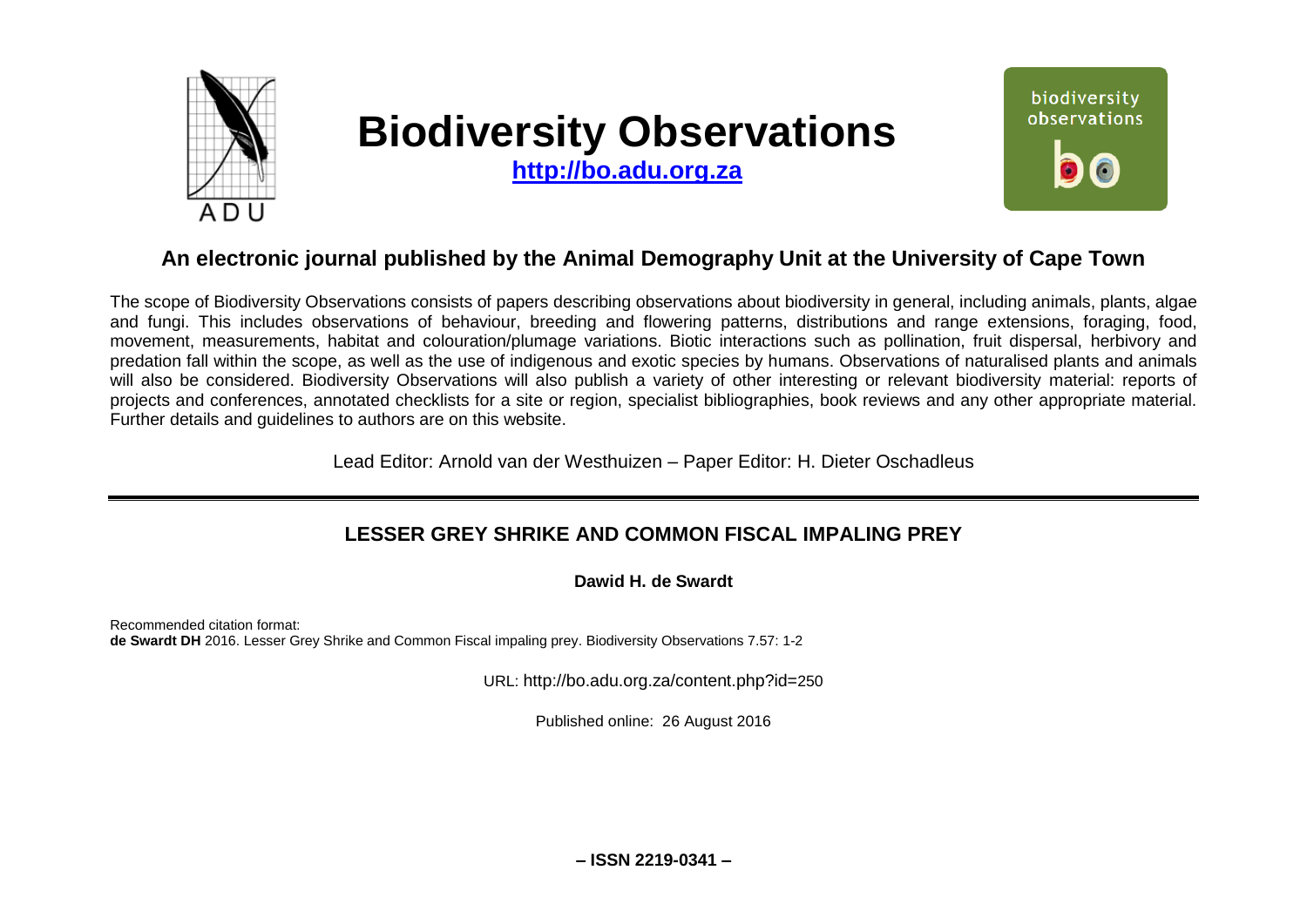# Biodiversity Observations

**http://bo.adu.org.za**

biodiversity observations

## An electronic journal published by the Animal Demography Unit at the University of Cape Town

The scope of Biodiversity Observations consists of papers describing observations about biodiversity in general, including animals, plants, algae and fungi. This includes observations of behaviour, breeding and flowering patterns, distributions and range extensions, foraging, food, movement, measurements, habitat and colouration/plumage variations. Biotic interactions such as pollination, fruit dispersal, herbivory and predation fall within the scope, as well as the use of indigenous and exotic species by humans. Observations of naturalised plants and animals will also be considered. Biodiversity Observations will also publish a variety of other interesting or relevant biodiversity material: reports of projects and conferences, annotated checklists for a site or region, specialist bibliographies, book reviews and any other appropriate material. Further details and guidelines to authors are on this website.

Lead Editor: Arnold van der Westhuizen – Paper Editor: H. Dieter Oschadleus

---

## LESSER GREY SHRIKE AND COMMON FISCAL IMPALING PREY

**Dawid H. de Swardt**

Recommended citation format:
**de Swardt DH** 2016. Lesser Grey Shrike and Common Fiscal impaling prey. Biodiversity Observations 7.57: 1-2

URL: http://bo.adu.org.za/content.php?id=250

Published online: 26 August 2016

**– ISSN 2219-0341 –**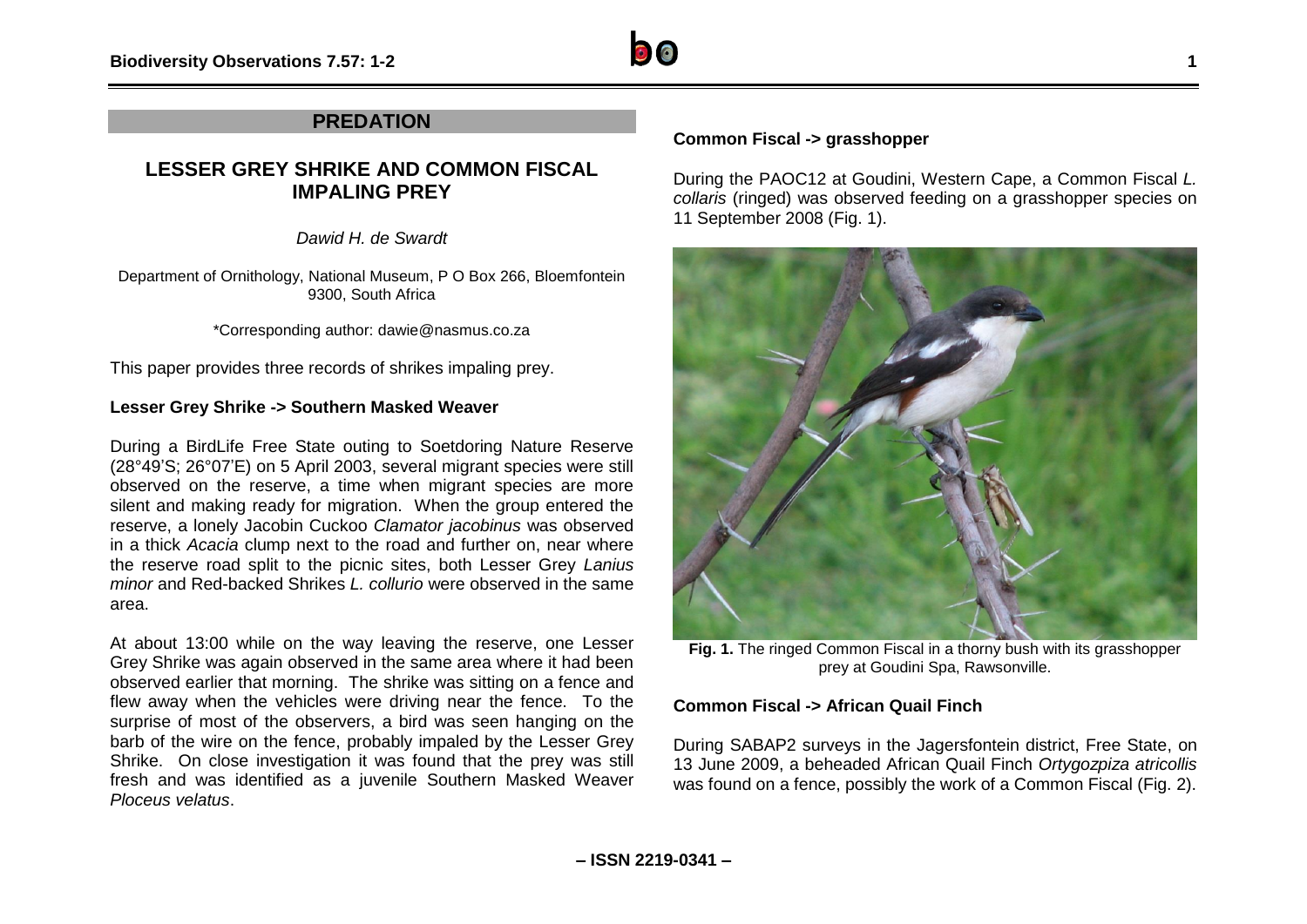## PREDATION

# LESSER GREY SHRIKE AND COMMON FISCAL IMPALING PREY

*Dawid H. de Swardt*

Department of Ornithology, National Museum, P O Box 266, Bloemfontein 9300, South Africa

\*Corresponding author: dawie@nasmus.co.za

This paper provides three records of shrikes impaling prey.

### Lesser Grey Shrike -> Southern Masked Weaver

During a BirdLife Free State outing to Soetdoring Nature Reserve (28°49'S; 26°07'E) on 5 April 2003, several migrant species were still observed on the reserve, a time when migrant species are more silent and making ready for migration. When the group entered the reserve, a lonely Jacobin Cuckoo *Clamator jacobinus* was observed in a thick *Acacia* clump next to the road and further on, near where the reserve road split to the picnic sites, both Lesser Grey *Lanius minor* and Red-backed Shrikes *L. collurio* were observed in the same area.

At about 13:00 while on the way leaving the reserve, one Lesser Grey Shrike was again observed in the same area where it had been observed earlier that morning. The shrike was sitting on a fence and flew away when the vehicles were driving near the fence. To the surprise of most of the observers, a bird was seen hanging on the barb of the wire on the fence, probably impaled by the Lesser Grey Shrike. On close investigation it was found that the prey was still fresh and was identified as a juvenile Southern Masked Weaver *Ploceus velatus*.

### Common Fiscal -> grasshopper

During the PAOC12 at Goudini, Western Cape, a Common Fiscal *L. collaris* (ringed) was observed feeding on a grasshopper species on 11 September 2008 (Fig. 1).

**Fig. 1.** The ringed Common Fiscal in a thorny bush with its grasshopper prey at Goudini Spa, Rawsonville.

### Common Fiscal -> African Quail Finch

During SABAP2 surveys in the Jagersfontein district, Free State, on 13 June 2009, a beheaded African Quail Finch *Ortygozpiza atricollis* was found on a fence, possibly the work of a Common Fiscal (Fig. 2).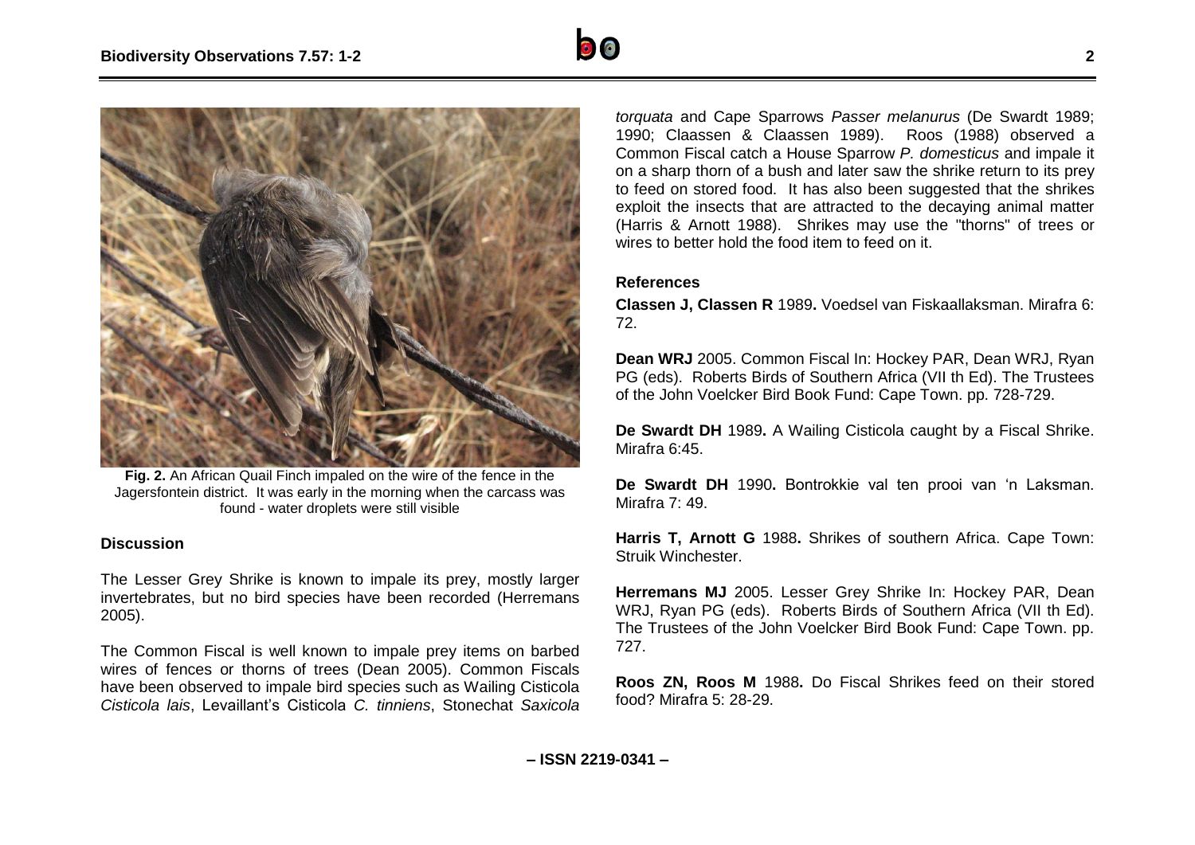**Fig. 2.** An African Quail Finch impaled on the wire of the fence in the Jagersfontein district. It was early in the morning when the carcass was found - water droplets were still visible

## Discussion

The Lesser Grey Shrike is known to impale its prey, mostly larger invertebrates, but no bird species have been recorded (Herremans 2005).

The Common Fiscal is well known to impale prey items on barbed wires of fences or thorns of trees (Dean 2005). Common Fiscals have been observed to impale bird species such as Wailing Cisticola *Cisticola lais*, Levaillant's Cisticola *C. tinniens*, Stonechat *Saxicola torquata* and Cape Sparrows *Passer melanurus* (De Swardt 1989; 1990; Claassen & Claassen 1989). Roos (1988) observed a Common Fiscal catch a House Sparrow *P. domesticus* and impale it on a sharp thorn of a bush and later saw the shrike return to its prey to feed on stored food. It has also been suggested that the shrikes exploit the insects that are attracted to the decaying animal matter (Harris & Arnott 1988). Shrikes may use the "thorns" of trees or wires to better hold the food item to feed on it.

## References

**Classen J, Classen R** 1989**.** Voedsel van Fiskaallaksman. Mirafra 6: 72.

**Dean WRJ** 2005. Common Fiscal In: Hockey PAR, Dean WRJ, Ryan PG (eds). Roberts Birds of Southern Africa (VII th Ed). The Trustees of the John Voelcker Bird Book Fund: Cape Town. pp. 728-729.

**De Swardt DH** 1989**.** A Wailing Cisticola caught by a Fiscal Shrike. Mirafra 6:45.

**De Swardt DH** 1990**.** Bontrokkie val ten prooi van 'n Laksman. Mirafra 7: 49.

**Harris T, Arnott G** 1988**.** Shrikes of southern Africa. Cape Town: Struik Winchester.

**Herremans MJ** 2005. Lesser Grey Shrike In: Hockey PAR, Dean WRJ, Ryan PG (eds). Roberts Birds of Southern Africa (VII th Ed). The Trustees of the John Voelcker Bird Book Fund: Cape Town. pp. 727.

**Roos ZN, Roos M** 1988**.** Do Fiscal Shrikes feed on their stored food? Mirafra 5: 28-29.

– ISSN 2219-0341 –